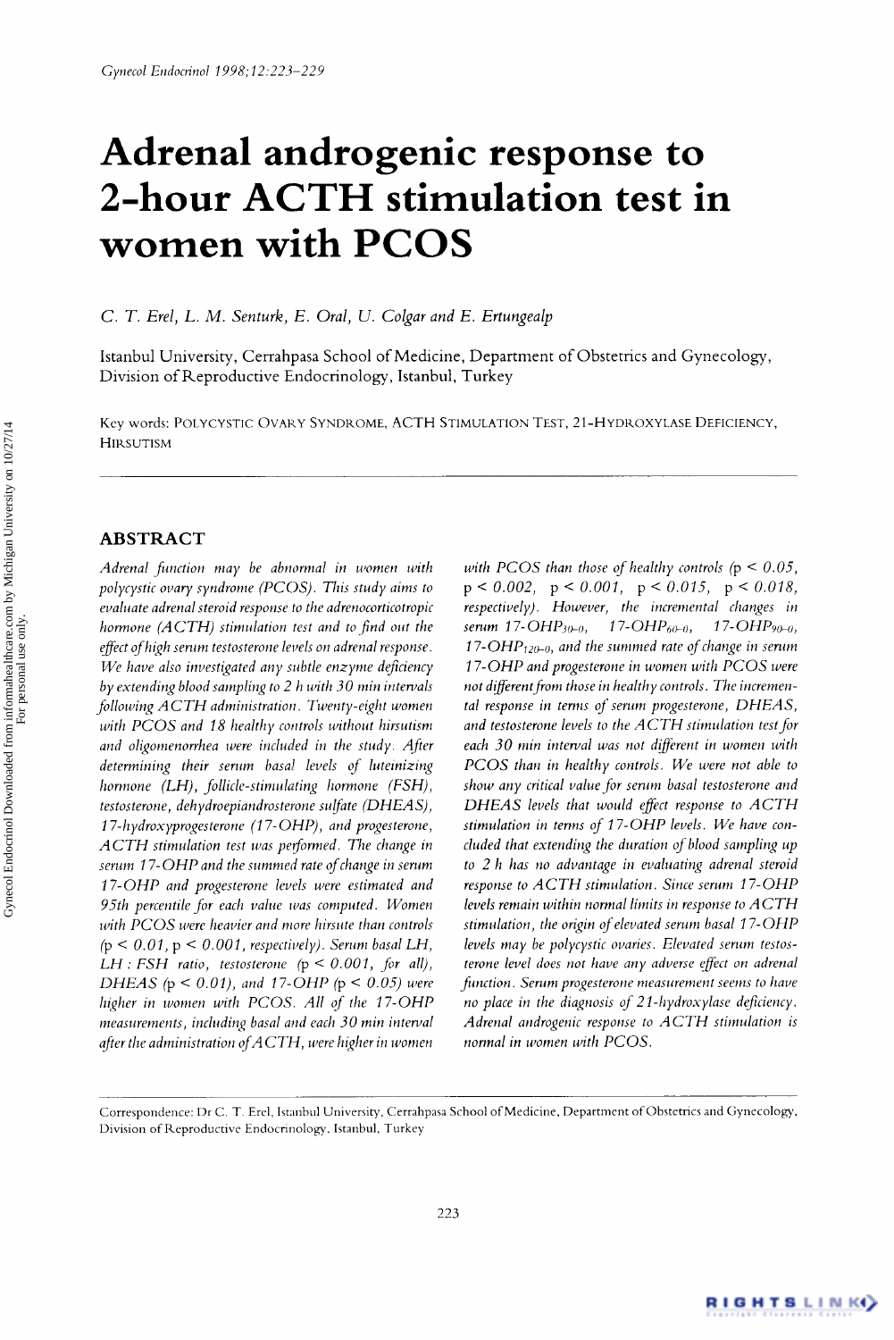# Adrenal androgenic response to 2-hour ACTH stimulation test in women with PCOS

C. T. Erel, L. M. Senturk, E. Oral, U. Colgar and E. Ertungealp

Istanbul University, Cerrahpasa School of Medicine, Department of Obstetrics and Gynecology, Division of Reproductive Endocrinology, Istanbul, Turkey

Key words: POLYCYSTIC OVARY SYNDROME, ACTH STIMULATION TEST, 21-HYDROXYLASE DEFICIENCY, HIRSUTISM

## ABSTRACT

*Adrenal function may be abnormal in women with polycystic ovary syndrome (PCOS). This study aims to evaluate adrenal steroid response to the adrenocorticotropic hormone (ACTH) stimulation test and to find out the effect of high serum testosterone levels on adrenal response. We have also investigated any subtle enzyme deficiency by extending blood sampling to 2 h with 30 min intervals following ACTH administration. Twenty-eight women with PCOS and 18 healthy controls without hirsutism and oligomenorrhea were included in the study. After determining their serum basal levels of luteinizing hormone (LH), follicle-stimulating hormone (FSH), testosterone, dehydroepiandrosterone sulfate (DHEAS), 17-hydroxyprogesterone (17-OHP), and progesterone, ACTH stimulation test was performed. The change in serum 17-OHP and the summed rate of change in serum 17-OHP and progesterone levels were estimated and 95th percentile for each value was computed. Women with PCOS were heavier and more hirsute than controls ($p < 0.01$, $p < 0.001$, respectively). Serum basal LH, LH : FSH ratio, testosterone ($p < 0.001$, for all), DHEAS ($p < 0.01$), and 17-OHP ($p < 0.05$) were higher in women with PCOS. All of the 17-OHP measurements, including basal and each 30 min interval after the administration of ACTH, were higher in women with PCOS than those of healthy controls ($p < 0.05$, $p < 0.002$, $p < 0.001$, $p < 0.015$, $p < 0.018$, respectively). However, the incremental changes in serum 17-OHP$_{30-0}$, 17-OHP$_{60-0}$, 17-OHP$_{90-0}$, 17-OHP$_{120-0}$, and the summed rate of change in serum 17-OHP and progesterone in women with PCOS were not different from those in healthy controls. The incremental response in terms of serum progesterone, DHEAS, and testosterone levels to the ACTH stimulation test for each 30 min interval was not different in women with PCOS than in healthy controls. We were not able to show any critical value for serum basal testosterone and DHEAS levels that would effect response to ACTH stimulation in terms of 17-OHP levels. We have concluded that extending the duration of blood sampling up to 2 h has no advantage in evaluating adrenal steroid response to ACTH stimulation. Since serum 17-OHP levels remain within normal limits in response to ACTH stimulation, the origin of elevated serum basal 17-OHP levels may be polycystic ovaries. Elevated serum testosterone level does not have any adverse effect on adrenal function. Serum progesterone measurement seems to have no place in the diagnosis of 21-hydroxylase deficiency. Adrenal androgenic response to ACTH stimulation is normal in women with PCOS.*

Correspondence: Dr C. T. Erel, Istanbul University, Cerrahpasa School of Medicine, Department of Obstetrics and Gynecology, Division of Reproductive Endocrinology, Istanbul, Turkey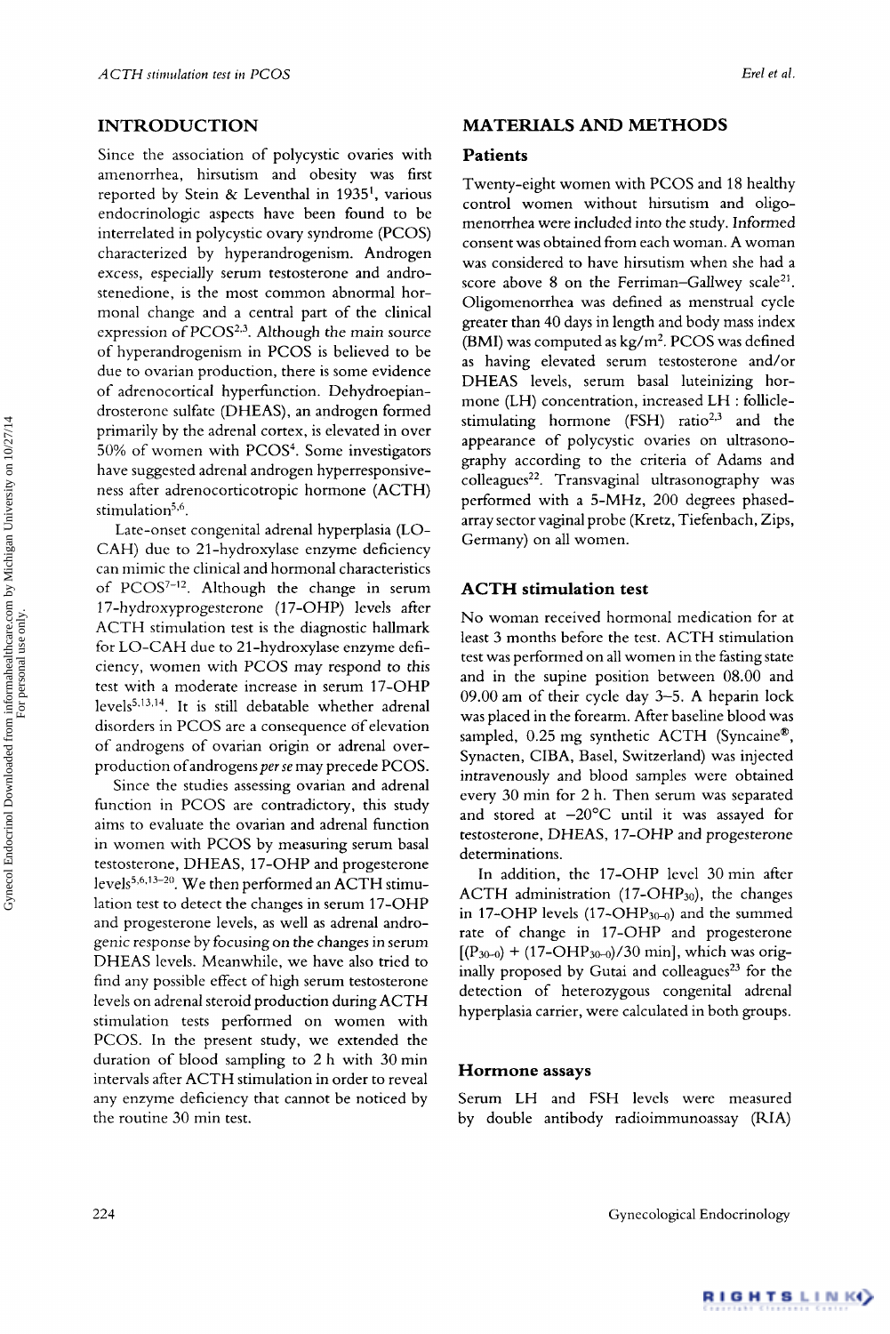## INTRODUCTION

Since the association of polycystic ovaries with amenorrhea, hirsutism and obesity was first reported by Stein & Leventhal in 1935[1], various endocrinologic aspects have been found to be interrelated in polycystic ovary syndrome (PCOS) characterized by hyperandrogenism. Androgen excess, especially serum testosterone and androstenedione, is the most common abnormal hormonal change and a central part of the clinical expression of PCOS[2,3]. Although the main source of hyperandrogenism in PCOS is believed to be due to ovarian production, there is some evidence of adrenocortical hyperfunction. Dehydroepiandrosterone sulfate (DHEAS), an androgen formed primarily by the adrenal cortex, is elevated in over 50% of women with PCOS[4]. Some investigators have suggested adrenal androgen hyperresponsiveness after adrenocorticotropic hormone (ACTH) stimulation[5,6].

Late-onset congenital adrenal hyperplasia (LO-CAH) due to 21-hydroxylase enzyme deficiency can mimic the clinical and hormonal characteristics of PCOS[7–12]. Although the change in serum 17-hydroxyprogesterone (17-OHP) levels after ACTH stimulation test is the diagnostic hallmark for LO-CAH due to 21-hydroxylase enzyme deficiency, women with PCOS may respond to this test with a moderate increase in serum 17-OHP levels[5,13,14]. It is still debatable whether adrenal disorders in PCOS are a consequence of elevation of androgens of ovarian origin or adrenal overproduction of androgens *per se* may precede PCOS.

Since the studies assessing ovarian and adrenal function in PCOS are contradictory, this study aims to evaluate the ovarian and adrenal function in women with PCOS by measuring serum basal testosterone, DHEAS, 17-OHP and progesterone levels[5,6,13–20]. We then performed an ACTH stimulation test to detect the changes in serum 17-OHP and progesterone levels, as well as adrenal androgenic response by focusing on the changes in serum DHEAS levels. Meanwhile, we have also tried to find any possible effect of high serum testosterone levels on adrenal steroid production during ACTH stimulation tests performed on women with PCOS. In the present study, we extended the duration of blood sampling to 2 h with 30 min intervals after ACTH stimulation in order to reveal any enzyme deficiency that cannot be noticed by the routine 30 min test.

## MATERIALS AND METHODS

### Patients

Twenty-eight women with PCOS and 18 healthy control women without hirsutism and oligomenorrhea were included into the study. Informed consent was obtained from each woman. A woman was considered to have hirsutism when she had a score above 8 on the Ferriman–Gallwey scale[21]. Oligomenorrhea was defined as menstrual cycle greater than 40 days in length and body mass index (BMI) was computed as kg/m$^2$. PCOS was defined as having elevated serum testosterone and/or DHEAS levels, serum basal luteinizing hormone (LH) concentration, increased LH : follicle-stimulating hormone (FSH) ratio[2,3] and the appearance of polycystic ovaries on ultrasonography according to the criteria of Adams and colleagues[22]. Transvaginal ultrasonography was performed with a 5-MHz, 200 degrees phased-array sector vaginal probe (Kretz, Tiefenbach, Zips, Germany) on all women.

### ACTH stimulation test

No woman received hormonal medication for at least 3 months before the test. ACTH stimulation test was performed on all women in the fasting state and in the supine position between 08.00 and 09.00 am of their cycle day 3–5. A heparin lock was placed in the forearm. After baseline blood was sampled, 0.25 mg synthetic ACTH (Syncaine®, Synacten, CIBA, Basel, Switzerland) was injected intravenously and blood samples were obtained every 30 min for 2 h. Then serum was separated and stored at −20°C until it was assayed for testosterone, DHEAS, 17-OHP and progesterone determinations.

In addition, the 17-OHP level 30 min after ACTH administration (17-OHP$_{30}$), the changes in 17-OHP levels (17-OHP$_{30-0}$) and the summed rate of change in 17-OHP and progesterone [(P$_{30-0}$) + (17-OHP$_{30-0}$)/30 min], which was originally proposed by Gutai and colleagues[23] for the detection of heterozygous congenital adrenal hyperplasia carrier, were calculated in both groups.

### Hormone assays

Serum LH and FSH levels were measured by double antibody radioimmunoassay (RIA)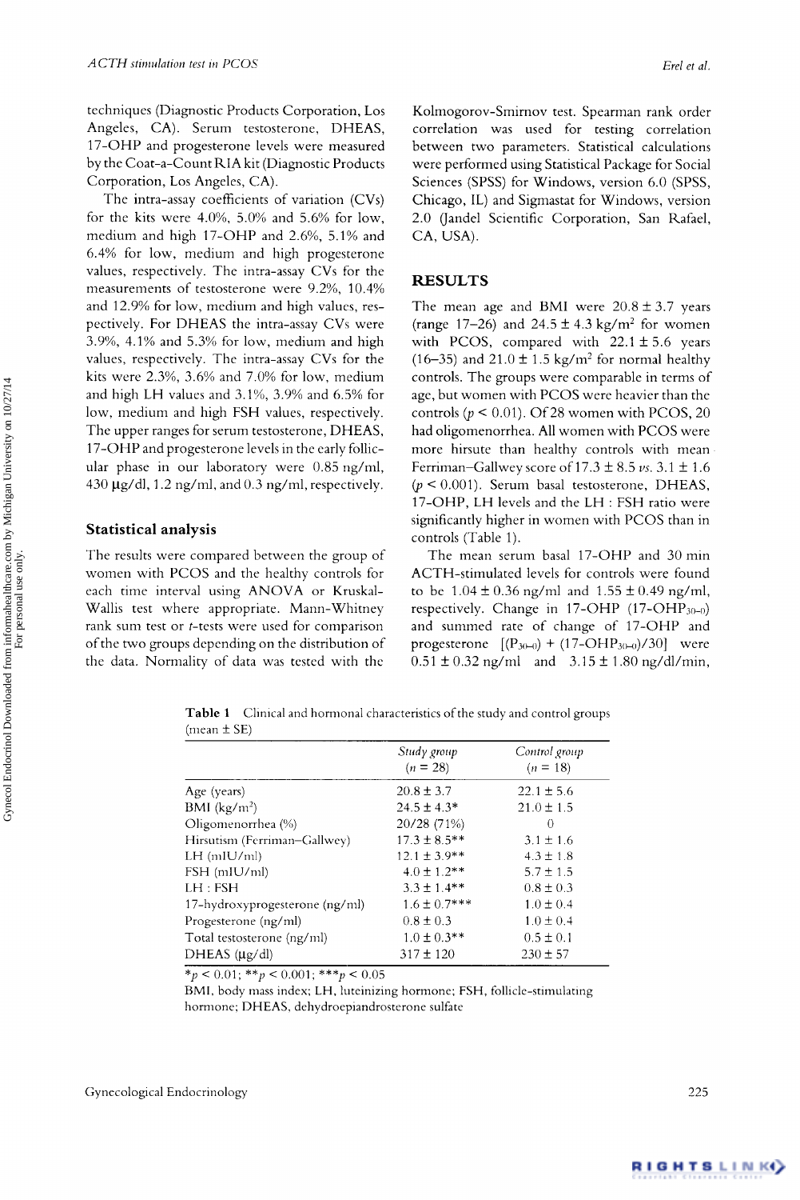techniques (Diagnostic Products Corporation, Los Angeles, CA). Serum testosterone, DHEAS, 17-OHP and progesterone levels were measured by the Coat-a-Count RIA kit (Diagnostic Products Corporation, Los Angeles, CA).

The intra-assay coefficients of variation (CVs) for the kits were 4.0%, 5.0% and 5.6% for low, medium and high 17-OHP and 2.6%, 5.1% and 6.4% for low, medium and high progesterone values, respectively. The intra-assay CVs for the measurements of testosterone were 9.2%, 10.4% and 12.9% for low, medium and high values, respectively. For DHEAS the intra-assay CVs were 3.9%, 4.1% and 5.3% for low, medium and high values, respectively. The intra-assay CVs for the kits were 2.3%, 3.6% and 7.0% for low, medium and high LH values and 3.1%, 3.9% and 6.5% for low, medium and high FSH values, respectively. The upper ranges for serum testosterone, DHEAS, 17-OHP and progesterone levels in the early follicular phase in our laboratory were 0.85 ng/ml, 430 μg/dl, 1.2 ng/ml, and 0.3 ng/ml, respectively.

### Statistical analysis

The results were compared between the group of women with PCOS and the healthy controls for each time interval using ANOVA or Kruskal-Wallis test where appropriate. Mann-Whitney rank sum test or *t*-tests were used for comparison of the two groups depending on the distribution of the data. Normality of data was tested with the Kolmogorov-Smirnov test. Spearman rank order correlation was used for testing correlation between two parameters. Statistical calculations were performed using Statistical Package for Social Sciences (SPSS) for Windows, version 6.0 (SPSS, Chicago, IL) and Sigmastat for Windows, version 2.0 (Jandel Scientific Corporation, San Rafael, CA, USA).

## RESULTS

The mean age and BMI were 20.8 ± 3.7 years (range 17–26) and 24.5 ± 4.3 kg/m$^2$ for women with PCOS, compared with 22.1 ± 5.6 years (16–35) and 21.0 ± 1.5 kg/m$^2$ for normal healthy controls. The groups were comparable in terms of age, but women with PCOS were heavier than the controls ($p < 0.01$). Of 28 women with PCOS, 20 had oligomenorrhea. All women with PCOS were more hirsute than healthy controls with mean Ferriman–Gallwey score of 17.3 ± 8.5 *vs.* 3.1 ± 1.6 ($p < 0.001$). Serum basal testosterone, DHEAS, 17-OHP, LH levels and the LH : FSH ratio were significantly higher in women with PCOS than in controls (Table 1).

The mean serum basal 17-OHP and 30 min ACTH-stimulated levels for controls were found to be 1.04 ± 0.36 ng/ml and 1.55 ± 0.49 ng/ml, respectively. Change in 17-OHP ($17\text{-OHP}_{30-0}$) and summed rate of change of 17-OHP and progesterone $[(P_{30-0}) + (17\text{-OHP}_{30-0})/30]$ were 0.51 ± 0.32 ng/ml and 3.15 ± 1.80 ng/dl/min,

**Table 1** Clinical and hormonal characteristics of the study and control groups (mean ± SE)

| | *Study group* (*n* = 28) | *Control group* (*n* = 18) |
|---|---|---|
| Age (years) | 20.8 ± 3.7 | 22.1 ± 5.6 |
| BMI (kg/m$^2$) | 24.5 ± 4.3* | 21.0 ± 1.5 |
| Oligomenorrhea (%) | 20/28 (71%) | 0 |
| Hirsutism (Ferriman–Gallwey) | 17.3 ± 8.5** | 3.1 ± 1.6 |
| LH (mIU/ml) | 12.1 ± 3.9** | 4.3 ± 1.8 |
| FSH (mIU/ml) | 4.0 ± 1.2** | 5.7 ± 1.5 |
| LH : FSH | 3.3 ± 1.4** | 0.8 ± 0.3 |
| 17-hydroxyprogesterone (ng/ml) | 1.6 ± 0.7*** | 1.0 ± 0.4 |
| Progesterone (ng/ml) | 0.8 ± 0.3 | 1.0 ± 0.4 |
| Total testosterone (ng/ml) | 1.0 ± 0.3** | 0.5 ± 0.1 |
| DHEAS (μg/dl) | 317 ± 120 | 230 ± 57 |

*$p < 0.01$; **$p < 0.001$; ***$p < 0.05$

BMI, body mass index; LH, luteinizing hormone; FSH, follicle-stimulating hormone; DHEAS, dehydroepiandrosterone sulfate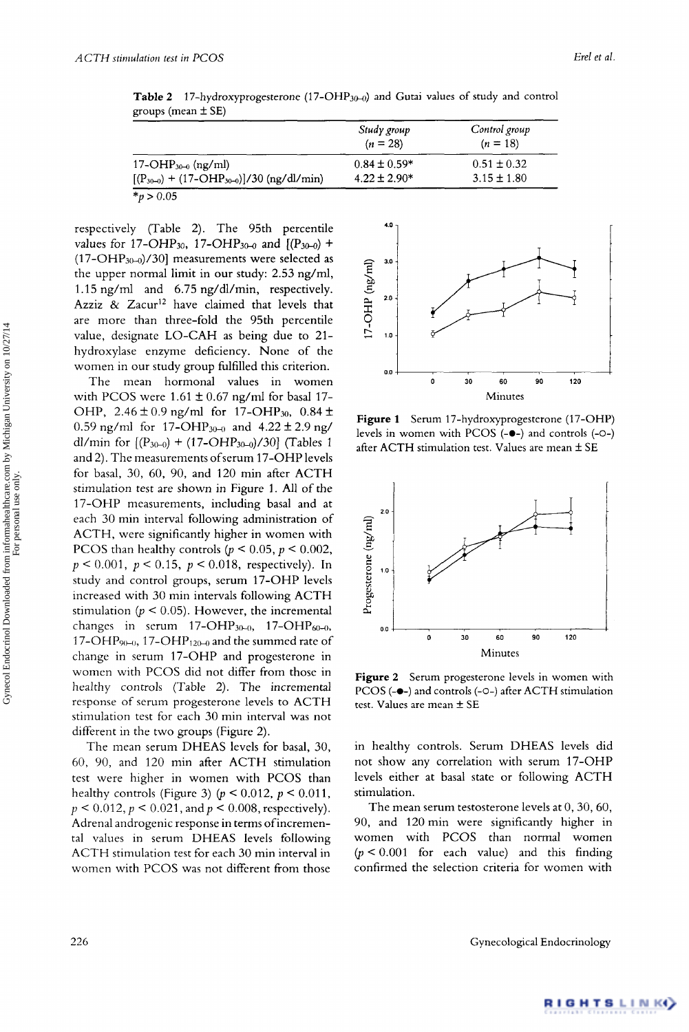**Table 2** 17-hydroxyprogesterone (17-OHP$_{30-0}$) and Gutai values of study and control groups (mean ± SE)

| | *Study group* (*n* = 28) | *Control group* (*n* = 18) |
|---|---|---|
| 17-OHP$_{30-0}$ (ng/ml) | 0.84 ± 0.59* | 0.51 ± 0.32 |
| [(P$_{30-0}$) + (17-OHP$_{30-0}$)]/30 (ng/dl/min) | 4.22 ± 2.90* | 3.15 ± 1.80 |

*$p > 0.05$

respectively (Table 2). The 95th percentile values for 17-OHP$_{30}$, 17-OHP$_{30-0}$ and [(P$_{30-0}$) + (17-OHP$_{30-0}$)/30] measurements were selected as the upper normal limit in our study: 2.53 ng/ml, 1.15 ng/ml and 6.75 ng/dl/min, respectively. Azziz & Zacur[12] have claimed that levels that are more than three-fold the 95th percentile value, designate LO-CAH as being due to 21-hydroxylase enzyme deficiency. None of the women in our study group fulfilled this criterion.

The mean hormonal values in women with PCOS were 1.61 ± 0.67 ng/ml for basal 17-OHP, 2.46 ± 0.9 ng/ml for 17-OHP$_{30}$, 0.84 ± 0.59 ng/ml for 17-OHP$_{30-0}$ and 4.22 ± 2.9 ng/dl/min for [(P$_{30-0}$) + (17-OHP$_{30-0}$)/30] (Tables 1 and 2). The measurements of serum 17-OHP levels for basal, 30, 60, 90, and 120 min after ACTH stimulation test are shown in Figure 1. All of the 17-OHP measurements, including basal and at each 30 min interval following administration of ACTH, were significantly higher in women with PCOS than healthy controls ($p < 0.05$, $p < 0.002$, $p < 0.001$, $p < 0.15$, $p < 0.018$, respectively). In study and control groups, serum 17-OHP levels increased with 30 min intervals following ACTH stimulation ($p < 0.05$). However, the incremental changes in serum 17-OHP$_{30-0}$, 17-OHP$_{60-0}$, 17-OHP$_{90-0}$, 17-OHP$_{120-0}$ and the summed rate of change in serum 17-OHP and progesterone in women with PCOS did not differ from those in healthy controls (Table 2). The incremental response of serum progesterone levels to ACTH stimulation test for each 30 min interval was not different in the two groups (Figure 2).

The mean serum DHEAS levels for basal, 30, 60, 90, and 120 min after ACTH stimulation test were higher in women with PCOS than healthy controls (Figure 3) ($p < 0.012$, $p < 0.011$, $p < 0.012$, $p < 0.021$, and $p < 0.008$, respectively). Adrenal androgenic response in terms of incremental values in serum DHEAS levels following ACTH stimulation test for each 30 min interval in women with PCOS was not different from those in healthy controls. Serum DHEAS levels did not show any correlation with serum 17-OHP levels either at basal state or following ACTH stimulation.

The mean serum testosterone levels at 0, 30, 60, 90, and 120 min were significantly higher in women with PCOS than normal women ($p < 0.001$ for each value) and this finding confirmed the selection criteria for women with

**Figure 1** Serum 17-hydroxyprogesterone (17-OHP) levels in women with PCOS (-●-) and controls (-○-) after ACTH stimulation test. Values are mean ± SE

**Figure 2** Serum progesterone levels in women with PCOS (-●-) and controls (-○-) after ACTH stimulation test. Values are mean ± SE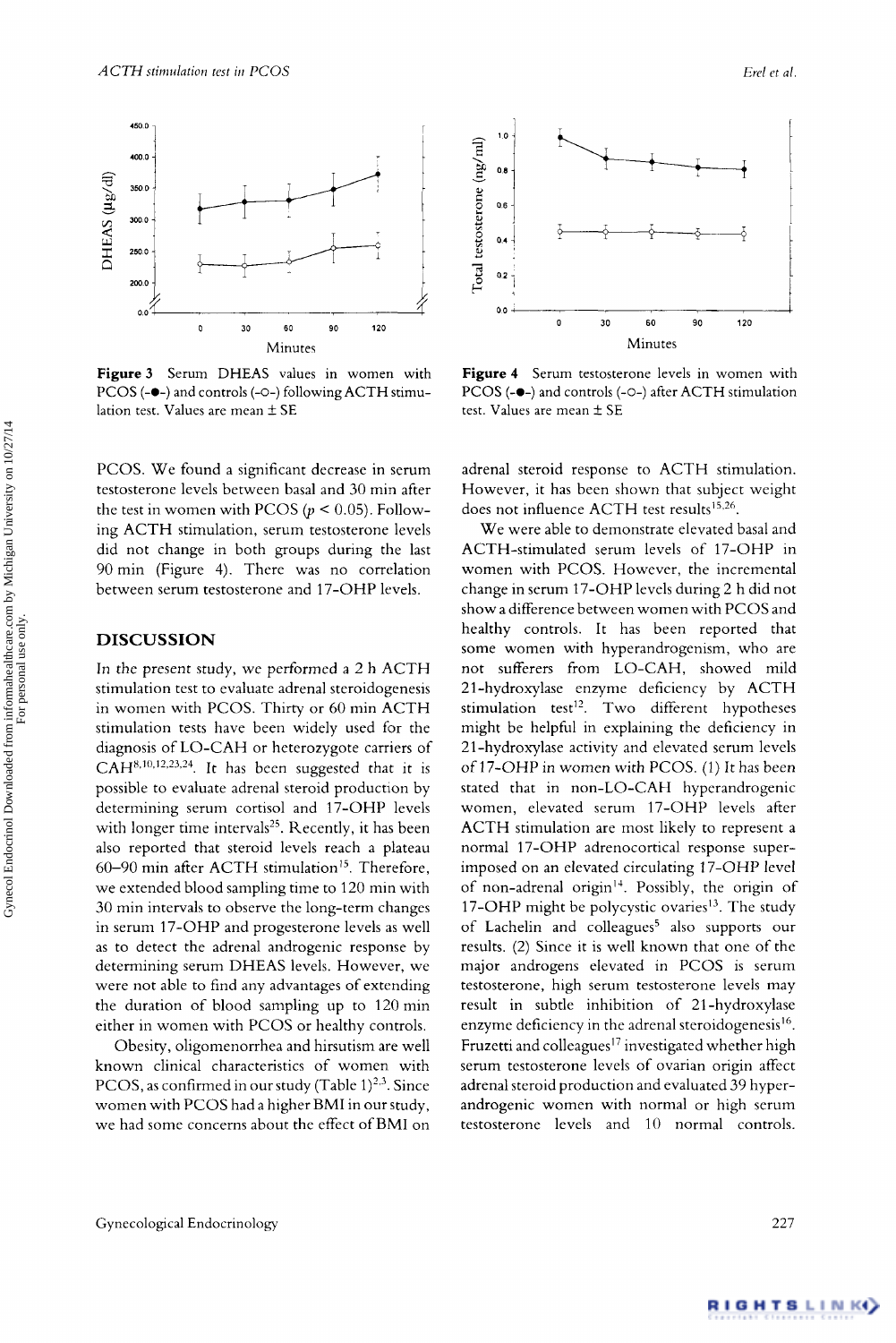Figure 3 Serum DHEAS values in women with PCOS (-●-) and controls (-○-) following ACTH stimulation test. Values are mean ± SE

Figure 4 Serum testosterone levels in women with PCOS (-●-) and controls (-○-) after ACTH stimulation test. Values are mean ± SE

PCOS. We found a significant decrease in serum testosterone levels between basal and 30 min after the test in women with PCOS ($p < 0.05$). Following ACTH stimulation, serum testosterone levels did not change in both groups during the last 90 min (Figure 4). There was no correlation between serum testosterone and 17-OHP levels.

## DISCUSSION

In the present study, we performed a 2 h ACTH stimulation test to evaluate adrenal steroidogenesis in women with PCOS. Thirty or 60 min ACTH stimulation tests have been widely used for the diagnosis of LO-CAH or heterozygote carriers of CAH[8,10,12,23,24]. It has been suggested that it is possible to evaluate adrenal steroid production by determining serum cortisol and 17-OHP levels with longer time intervals[25]. Recently, it has been also reported that steroid levels reach a plateau 60–90 min after ACTH stimulation[15]. Therefore, we extended blood sampling time to 120 min with 30 min intervals to observe the long-term changes in serum 17-OHP and progesterone levels as well as to detect the adrenal androgenic response by determining serum DHEAS levels. However, we were not able to find any advantages of extending the duration of blood sampling up to 120 min either in women with PCOS or healthy controls.

Obesity, oligomenorrhea and hirsutism are well known clinical characteristics of women with PCOS, as confirmed in our study (Table 1)[2,3]. Since women with PCOS had a higher BMI in our study, we had some concerns about the effect of BMI on adrenal steroid response to ACTH stimulation. However, it has been shown that subject weight does not influence ACTH test results[15,26].

We were able to demonstrate elevated basal and ACTH-stimulated serum levels of 17-OHP in women with PCOS. However, the incremental change in serum 17-OHP levels during 2 h did not show a difference between women with PCOS and healthy controls. It has been reported that some women with hyperandrogenism, who are not sufferers from LO-CAH, showed mild 21-hydroxylase enzyme deficiency by ACTH stimulation test[12]. Two different hypotheses might be helpful in explaining the deficiency in 21-hydroxylase activity and elevated serum levels of 17-OHP in women with PCOS. (1) It has been stated that in non-LO-CAH hyperandrogenic women, elevated serum 17-OHP levels after ACTH stimulation are most likely to represent a normal 17-OHP adrenocortical response superimposed on an elevated circulating 17-OHP level of non-adrenal origin[14]. Possibly, the origin of 17-OHP might be polycystic ovaries[13]. The study of Lachelin and colleagues[5] also supports our results. (2) Since it is well known that one of the major androgens elevated in PCOS is serum testosterone, high serum testosterone levels may result in subtle inhibition of 21-hydroxylase enzyme deficiency in the adrenal steroidogenesis[16]. Fruzetti and colleagues[17] investigated whether high serum testosterone levels of ovarian origin affect adrenal steroid production and evaluated 39 hyperandrogenic women with normal or high serum testosterone levels and 10 normal controls.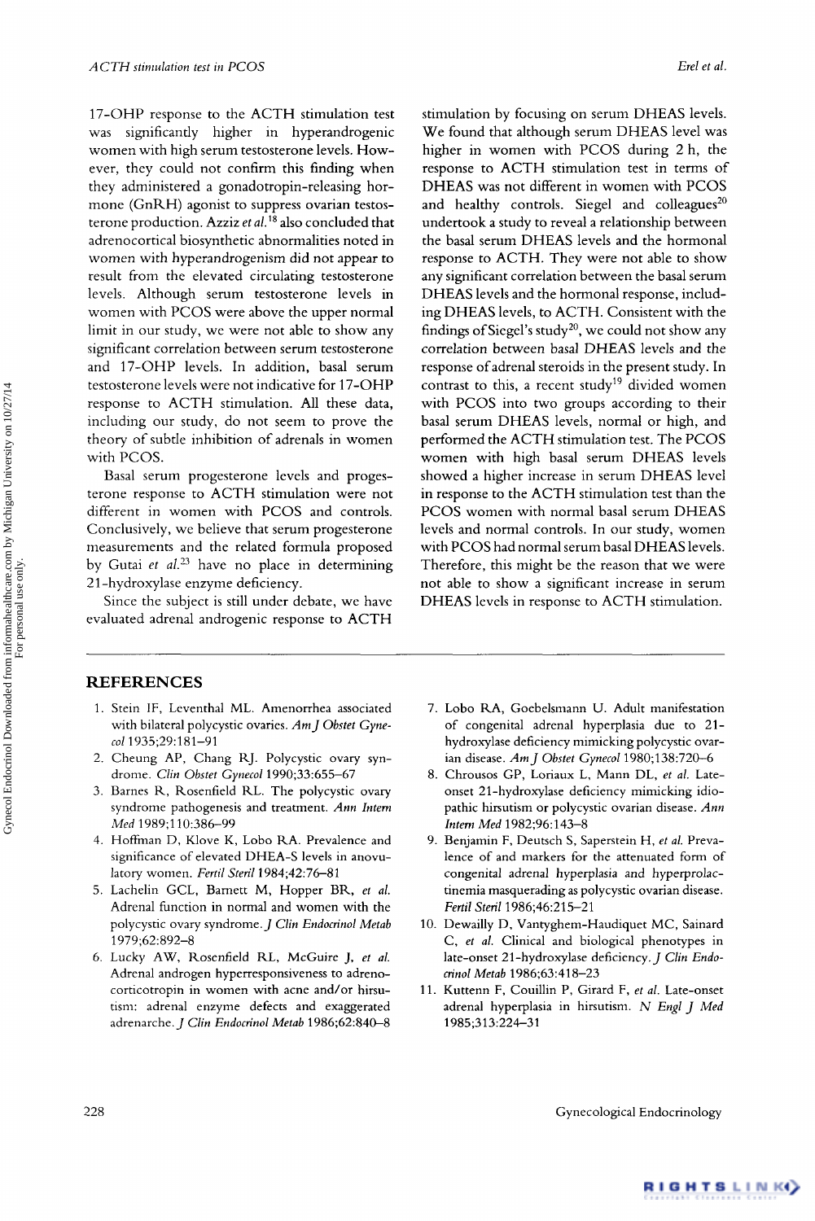17-OHP response to the ACTH stimulation test was significantly higher in hyperandrogenic women with high serum testosterone levels. However, they could not confirm this finding when they administered a gonadotropin-releasing hormone (GnRH) agonist to suppress ovarian testosterone production. Azziz *et al.*[18] also concluded that adrenocortical biosynthetic abnormalities noted in women with hyperandrogenism did not appear to result from the elevated circulating testosterone levels. Although serum testosterone levels in women with PCOS were above the upper normal limit in our study, we were not able to show any significant correlation between serum testosterone and 17-OHP levels. In addition, basal serum testosterone levels were not indicative for 17-OHP response to ACTH stimulation. All these data, including our study, do not seem to prove the theory of subtle inhibition of adrenals in women with PCOS.

Basal serum progesterone levels and progesterone response to ACTH stimulation were not different in women with PCOS and controls. Conclusively, we believe that serum progesterone measurements and the related formula proposed by Gutai *et al.*[23] have no place in determining 21-hydroxylase enzyme deficiency.

Since the subject is still under debate, we have evaluated adrenal androgenic response to ACTH stimulation by focusing on serum DHEAS levels. We found that although serum DHEAS level was higher in women with PCOS during 2 h, the response to ACTH stimulation test in terms of DHEAS was not different in women with PCOS and healthy controls. Siegel and colleagues[20] undertook a study to reveal a relationship between the basal serum DHEAS levels and the hormonal response to ACTH. They were not able to show any significant correlation between the basal serum DHEAS levels and the hormonal response, including DHEAS levels, to ACTH. Consistent with the findings of Siegel's study[20], we could not show any correlation between basal DHEAS levels and the response of adrenal steroids in the present study. In contrast to this, a recent study[19] divided women with PCOS into two groups according to their basal serum DHEAS levels, normal or high, and performed the ACTH stimulation test. The PCOS women with high basal serum DHEAS levels showed a higher increase in serum DHEAS level in response to the ACTH stimulation test than the PCOS women with normal basal serum DHEAS levels and normal controls. In our study, women with PCOS had normal serum basal DHEAS levels. Therefore, this might be the reason that we were not able to show a significant increase in serum DHEAS levels in response to ACTH stimulation.

## REFERENCES

1. Stein IF, Leventhal ML. Amenorrhea associated with bilateral polycystic ovaries. *Am J Obstet Gynecol* 1935;29:181–91
2. Cheung AP, Chang RJ. Polycystic ovary syndrome. *Clin Obstet Gynecol* 1990;33:655–67
3. Barnes R, Rosenfield RL. The polycystic ovary syndrome pathogenesis and treatment. *Ann Intern Med* 1989;110:386–99
4. Hoffman D, Klove K, Lobo RA. Prevalence and significance of elevated DHEA-S levels in anovulatory women. *Fertil Steril* 1984;42:76–81
5. Lachelin GCL, Barnett M, Hopper BR, *et al.* Adrenal function in normal and women with the polycystic ovary syndrome. *J Clin Endocrinol Metab* 1979;62:892–8
6. Lucky AW, Rosenfield RL, McGuire J, *et al.* Adrenal androgen hyperresponsiveness to adrenocorticotropin in women with acne and/or hirsutism: adrenal enzyme defects and exaggerated adrenarche. *J Clin Endocrinol Metab* 1986;62:840–8
7. Lobo RA, Goebelsmann U. Adult manifestation of congenital adrenal hyperplasia due to 21-hydroxylase deficiency mimicking polycystic ovarian disease. *Am J Obstet Gynecol* 1980;138:720–6
8. Chrousos GP, Loriaux L, Mann DL, *et al.* Late-onset 21-hydroxylase deficiency mimicking idiopathic hirsutism or polycystic ovarian disease. *Ann Intern Med* 1982;96:143–8
9. Benjamin F, Deutsch S, Saperstein H, *et al.* Prevalence of and markers for the attenuated form of congenital adrenal hyperplasia and hyperprolactinemia masquerading as polycystic ovarian disease. *Fertil Steril* 1986;46:215–21
10. Dewailly D, Vantyghem-Haudiquet MC, Sainard C, *et al.* Clinical and biological phenotypes in late-onset 21-hydroxylase deficiency. *J Clin Endocrinol Metab* 1986;63:418–23
11. Kuttenn F, Couillin P, Girard F, *et al.* Late-onset adrenal hyperplasia in hirsutism. *N Engl J Med* 1985;313:224–31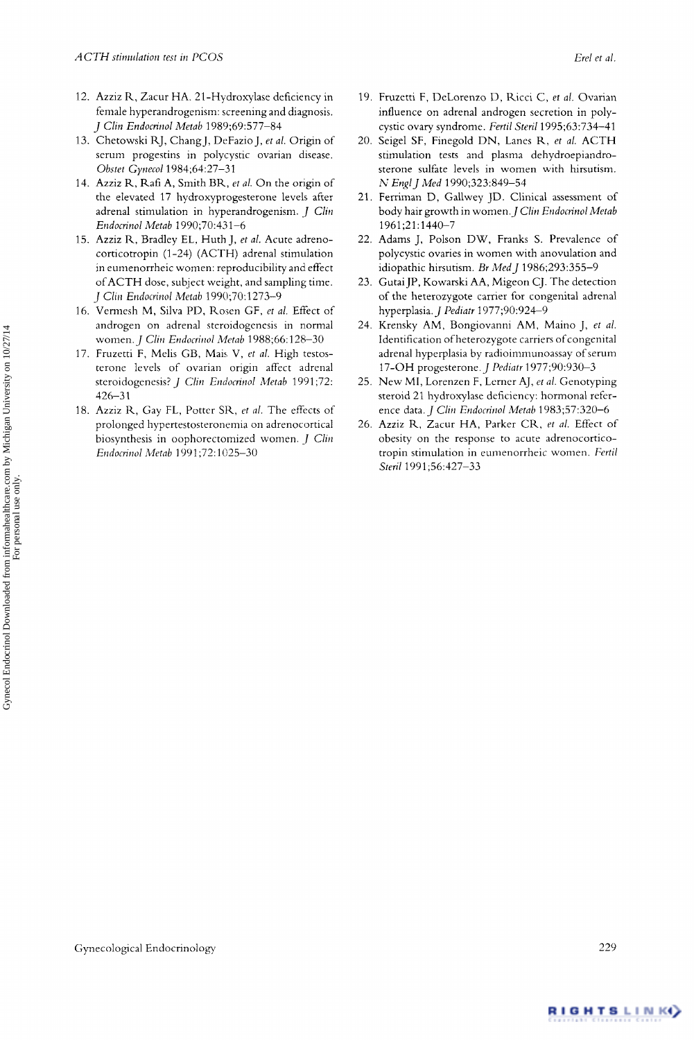12. Azziz R, Zacur HA. 21-Hydroxylase deficiency in female hyperandrogenism: screening and diagnosis. *J Clin Endocrinol Metab* 1989;69:577–84
13. Chetowski RJ, Chang J, DeFazio J, *et al.* Origin of serum progestins in polycystic ovarian disease. *Obstet Gynecol* 1984;64:27–31
14. Azziz R, Rafi A, Smith BR, *et al.* On the origin of the elevated 17 hydroxyprogesterone levels after adrenal stimulation in hyperandrogenism. *J Clin Endocrinol Metab* 1990;70:431–6
15. Azziz R, Bradley EL, Huth J, *et al.* Acute adrenocorticotropin (1-24) (ACTH) adrenal stimulation in eumenorrheic women: reproducibility and effect of ACTH dose, subject weight, and sampling time. *J Clin Endocrinol Metab* 1990;70:1273–9
16. Vermesh M, Silva PD, Rosen GF, *et al.* Effect of androgen on adrenal steroidogenesis in normal women. *J Clin Endocrinol Metab* 1988;66:128–30
17. Fruzetti F, Melis GB, Mais V, *et al.* High testosterone levels of ovarian origin affect adrenal steroidogenesis? *J Clin Endocrinol Metab* 1991;72:426–31
18. Azziz R, Gay FL, Potter SR, *et al.* The effects of prolonged hypertestosteronemia on adrenocortical biosynthesis in oophorectomized women. *J Clin Endocrinol Metab* 1991;72:1025–30
19. Fruzetti F, DeLorenzo D, Ricci C, *et al.* Ovarian influence on adrenal androgen secretion in polycystic ovary syndrome. *Fertil Steril* 1995;63:734–41
20. Seigel SF, Finegold DN, Lanes R, *et al.* ACTH stimulation tests and plasma dehydroepiandrosterone sulfate levels in women with hirsutism. *N Engl J Med* 1990;323:849–54
21. Ferriman D, Gallwey JD. Clinical assessment of body hair growth in women. *J Clin Endocrinol Metab* 1961;21:1440–7
22. Adams J, Polson DW, Franks S. Prevalence of polycystic ovaries in women with anovulation and idiopathic hirsutism. *Br Med J* 1986;293:355–9
23. Gutai JP, Kowarski AA, Migeon CJ. The detection of the heterozygote carrier for congenital adrenal hyperplasia. *J Pediatr* 1977;90:924–9
24. Krensky AM, Bongiovanni AM, Maino J, *et al.* Identification of heterozygote carriers of congenital adrenal hyperplasia by radioimmunoassay of serum 17-OH progesterone. *J Pediatr* 1977;90:930–3
25. New MI, Lorenzen F, Lerner AJ, *et al.* Genotyping steroid 21 hydroxylase deficiency: hormonal reference data. *J Clin Endocrinol Metab* 1983;57:320–6
26. Azziz R, Zacur HA, Parker CR, *et al.* Effect of obesity on the response to acute adrenocorticotropin stimulation in eumenorrheic women. *Fertil Steril* 1991;56:427–33